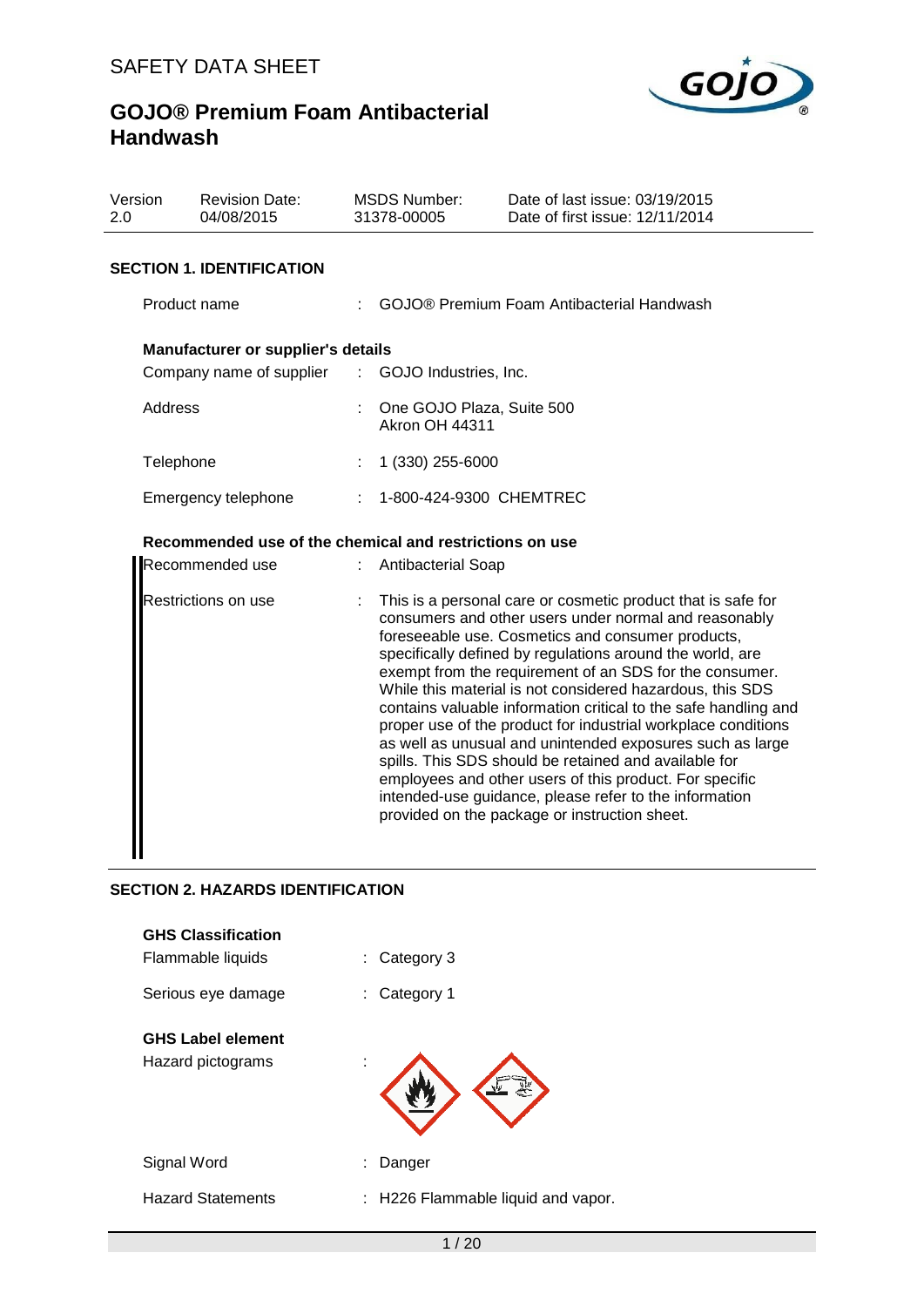# SAFETY DATA SHEET

# GOJO® Premium Foam Antibacterial Handwash

| Version | Revision Date: | MSDS Number: | Date of last issue: 03/19/2015 |
|---|---|---|---|
| 2.0 | 04/08/2015 | 31378-00005 | Date of first issue: 12/11/2014 |

## SECTION 1. IDENTIFICATION

Product name : GOJO® Premium Foam Antibacterial Handwash

**Manufacturer or supplier's details**

Company name of supplier : GOJO Industries, Inc.

Address : One GOJO Plaza, Suite 500
Akron OH 44311

Telephone : 1 (330) 255-6000

Emergency telephone : 1-800-424-9300 CHEMTREC

**Recommended use of the chemical and restrictions on use**

Recommended use : Antibacterial Soap

Restrictions on use : This is a personal care or cosmetic product that is safe for consumers and other users under normal and reasonably foreseeable use. Cosmetics and consumer products, specifically defined by regulations around the world, are exempt from the requirement of an SDS for the consumer. While this material is not considered hazardous, this SDS contains valuable information critical to the safe handling and proper use of the product for industrial workplace conditions as well as unusual and unintended exposures such as large spills. This SDS should be retained and available for employees and other users of this product. For specific intended-use guidance, please refer to the information provided on the package or instruction sheet.

## SECTION 2. HAZARDS IDENTIFICATION

**GHS Classification**

Flammable liquids : Category 3

Serious eye damage : Category 1

**GHS Label element**

Hazard pictograms :

Signal Word : Danger

Hazard Statements : H226 Flammable liquid and vapor.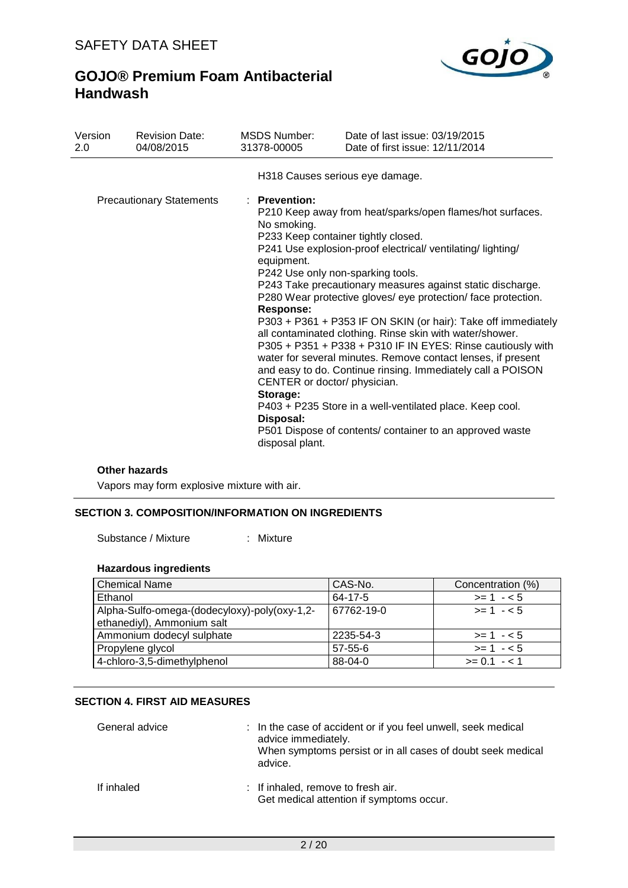H318 Causes serious eye damage.

Precautionary Statements : **Prevention:**

P210 Keep away from heat/sparks/open flames/hot surfaces. No smoking.
P233 Keep container tightly closed.
P241 Use explosion-proof electrical/ ventilating/ lighting/ equipment.
P242 Use only non-sparking tools.
P243 Take precautionary measures against static discharge.
P280 Wear protective gloves/ eye protection/ face protection.

**Response:**

P303 + P361 + P353 IF ON SKIN (or hair): Take off immediately all contaminated clothing. Rinse skin with water/shower.
P305 + P351 + P338 + P310 IF IN EYES: Rinse cautiously with water for several minutes. Remove contact lenses, if present and easy to do. Continue rinsing. Immediately call a POISON CENTER or doctor/ physician.

**Storage:**

P403 + P235 Store in a well-ventilated place. Keep cool.

**Disposal:**

P501 Dispose of contents/ container to an approved waste disposal plant.

**Other hazards**

Vapors may form explosive mixture with air.

## SECTION 3. COMPOSITION/INFORMATION ON INGREDIENTS

Substance / Mixture : Mixture

**Hazardous ingredients**

| Chemical Name | CAS-No. | Concentration (%) |
|---|---|---|
| Ethanol | 64-17-5 | >= 1 - < 5 |
| Alpha-Sulfo-omega-(dodecyloxy)-poly(oxy-1,2-ethanediyl), Ammonium salt | 67762-19-0 | >= 1 - < 5 |
| Ammonium dodecyl sulphate | 2235-54-3 | >= 1 - < 5 |
| Propylene glycol | 57-55-6 | >= 1 - < 5 |
| 4-chloro-3,5-dimethylphenol | 88-04-0 | >= 0.1 - < 1 |

## SECTION 4. FIRST AID MEASURES

General advice : In the case of accident or if you feel unwell, seek medical advice immediately.
When symptoms persist or in all cases of doubt seek medical advice.

If inhaled : If inhaled, remove to fresh air.
Get medical attention if symptoms occur.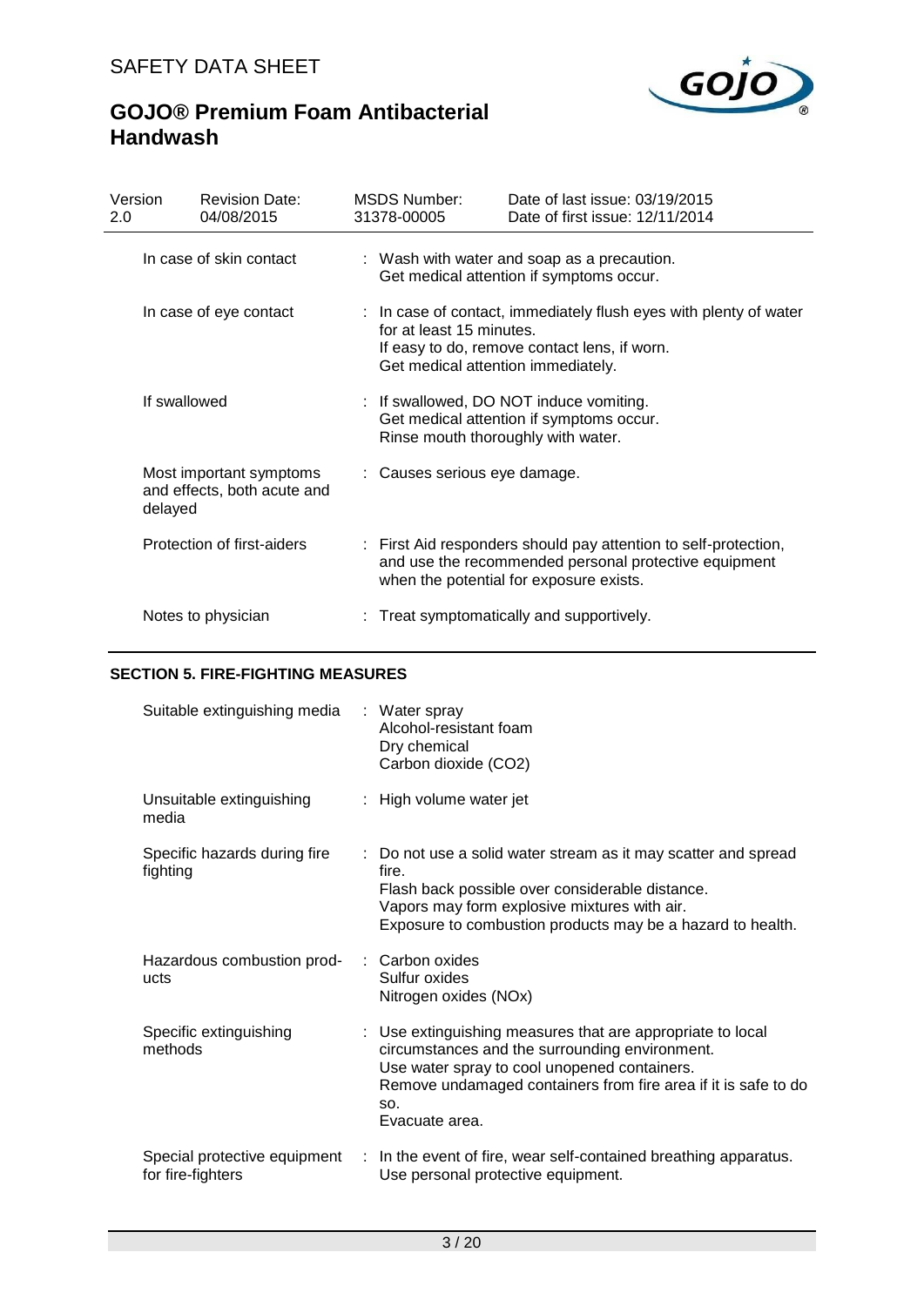| Version 2.0 | Revision Date: 04/08/2015 | MSDS Number: 31378-00005 | Date of last issue: 03/19/2015 Date of first issue: 12/11/2014 |
|---|---|---|---|

| | |
|---|---|
| In case of skin contact | : Wash with water and soap as a precaution. Get medical attention if symptoms occur. |
| In case of eye contact | : In case of contact, immediately flush eyes with plenty of water for at least 15 minutes. If easy to do, remove contact lens, if worn. Get medical attention immediately. |
| If swallowed | : If swallowed, DO NOT induce vomiting. Get medical attention if symptoms occur. Rinse mouth thoroughly with water. |
| Most important symptoms and effects, both acute and delayed | : Causes serious eye damage. |
| Protection of first-aiders | : First Aid responders should pay attention to self-protection, and use the recommended personal protective equipment when the potential for exposure exists. |
| Notes to physician | : Treat symptomatically and supportively. |

## SECTION 5. FIRE-FIGHTING MEASURES

| | |
|---|---|
| Suitable extinguishing media | : Water spray<br>Alcohol-resistant foam<br>Dry chemical<br>Carbon dioxide ($CO_2$) |
| Unsuitable extinguishing media | : High volume water jet |
| Specific hazards during fire fighting | : Do not use a solid water stream as it may scatter and spread fire.<br>Flash back possible over considerable distance.<br>Vapors may form explosive mixtures with air.<br>Exposure to combustion products may be a hazard to health. |
| Hazardous combustion products | : Carbon oxides<br>Sulfur oxides<br>Nitrogen oxides ($NO_x$) |
| Specific extinguishing methods | : Use extinguishing measures that are appropriate to local circumstances and the surrounding environment.<br>Use water spray to cool unopened containers.<br>Remove undamaged containers from fire area if it is safe to do so.<br>Evacuate area. |
| Special protective equipment for fire-fighters | : In the event of fire, wear self-contained breathing apparatus.<br>Use personal protective equipment. |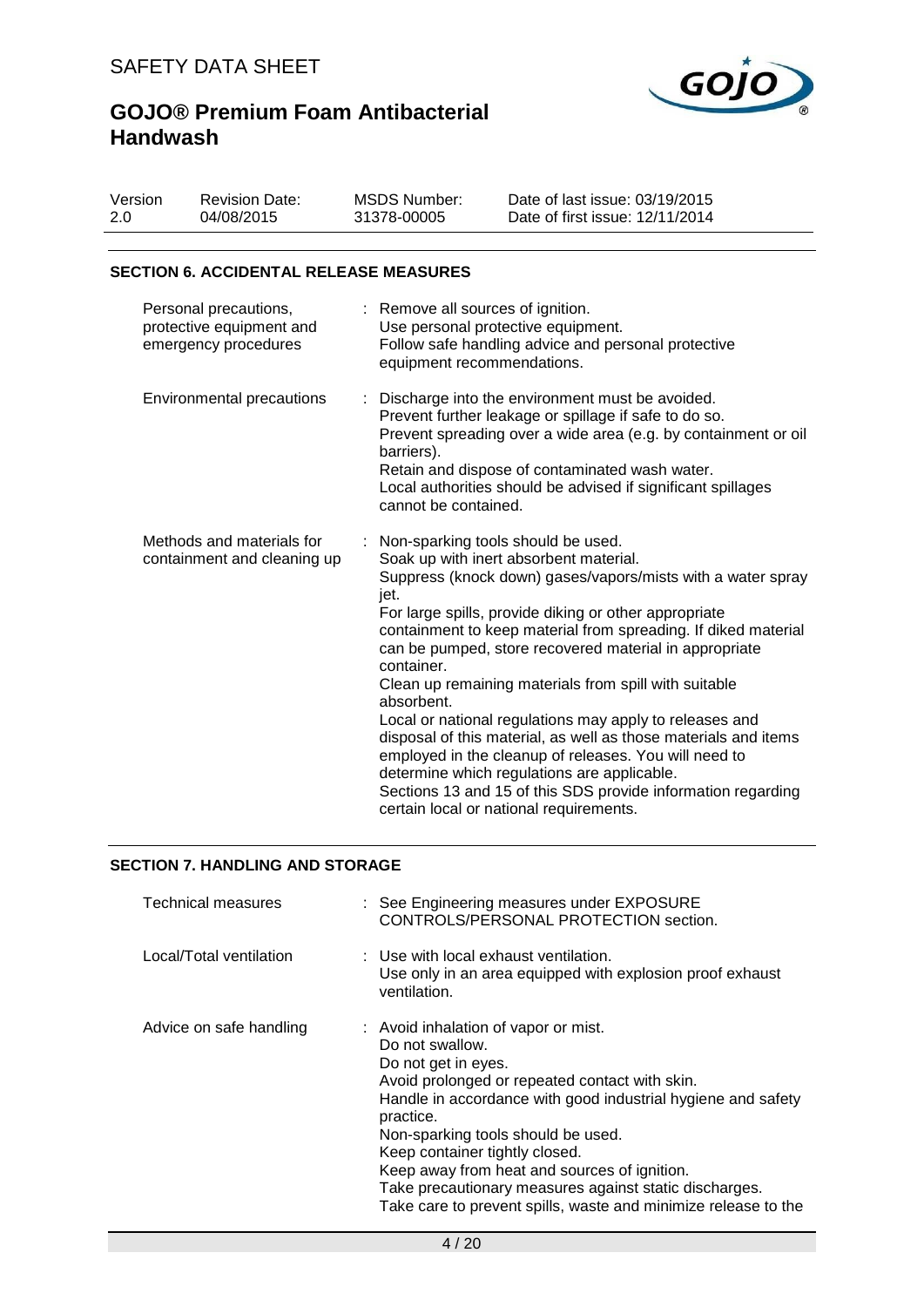## SECTION 6. ACCIDENTAL RELEASE MEASURES

| | |
|---|---|
| Personal precautions, protective equipment and emergency procedures | : Remove all sources of ignition.<br>Use personal protective equipment.<br>Follow safe handling advice and personal protective equipment recommendations. |
| Environmental precautions | : Discharge into the environment must be avoided.<br>Prevent further leakage or spillage if safe to do so.<br>Prevent spreading over a wide area (e.g. by containment or oil barriers).<br>Retain and dispose of contaminated wash water.<br>Local authorities should be advised if significant spillages cannot be contained. |
| Methods and materials for containment and cleaning up | : Non-sparking tools should be used.<br>Soak up with inert absorbent material.<br>Suppress (knock down) gases/vapors/mists with a water spray jet.<br>For large spills, provide diking or other appropriate containment to keep material from spreading. If diked material can be pumped, store recovered material in appropriate container.<br>Clean up remaining materials from spill with suitable absorbent.<br>Local or national regulations may apply to releases and disposal of this material, as well as those materials and items employed in the cleanup of releases. You will need to determine which regulations are applicable.<br>Sections 13 and 15 of this SDS provide information regarding certain local or national requirements. |

## SECTION 7. HANDLING AND STORAGE

| | |
|---|---|
| Technical measures | : See Engineering measures under EXPOSURE CONTROLS/PERSONAL PROTECTION section. |
| Local/Total ventilation | : Use with local exhaust ventilation.<br>Use only in an area equipped with explosion proof exhaust ventilation. |
| Advice on safe handling | : Avoid inhalation of vapor or mist.<br>Do not swallow.<br>Do not get in eyes.<br>Avoid prolonged or repeated contact with skin.<br>Handle in accordance with good industrial hygiene and safety practice.<br>Non-sparking tools should be used.<br>Keep container tightly closed.<br>Keep away from heat and sources of ignition.<br>Take precautionary measures against static discharges.<br>Take care to prevent spills, waste and minimize release to the |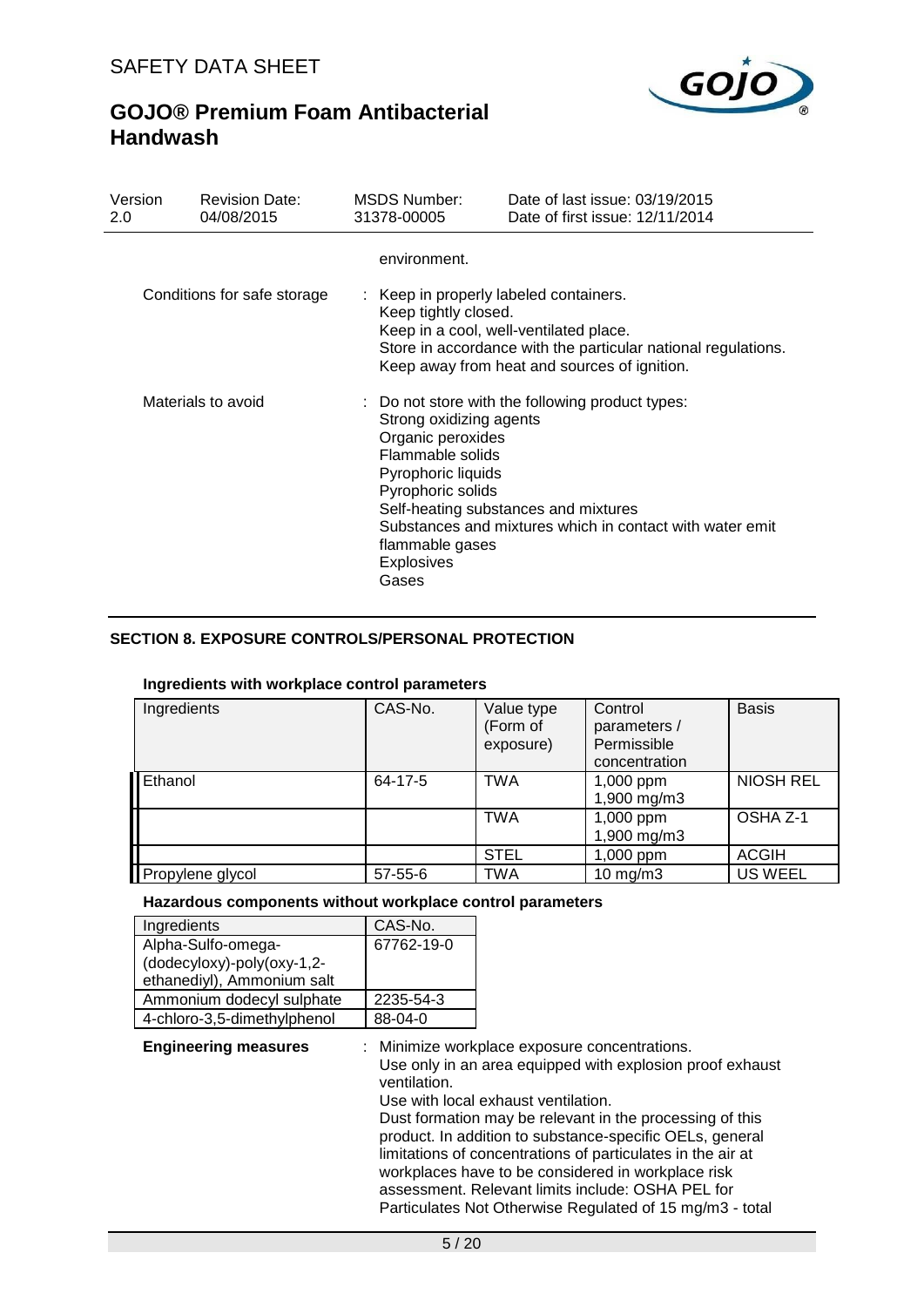environment.

Conditions for safe storage : Keep in properly labeled containers.
Keep tightly closed.
Keep in a cool, well-ventilated place.
Store in accordance with the particular national regulations.
Keep away from heat and sources of ignition.

Materials to avoid : Do not store with the following product types:
Strong oxidizing agents
Organic peroxides
Flammable solids
Pyrophoric liquids
Pyrophoric solids
Self-heating substances and mixtures
Substances and mixtures which in contact with water emit flammable gases
Explosives
Gases

## SECTION 8. EXPOSURE CONTROLS/PERSONAL PROTECTION

### Ingredients with workplace control parameters

| Ingredients | CAS-No. | Value type (Form of exposure) | Control parameters / Permissible concentration | Basis |
|---|---|---|---|---|
| Ethanol | 64-17-5 | TWA | 1,000 ppm 1,900 mg/m3 | NIOSH REL |
| | | TWA | 1,000 ppm 1,900 mg/m3 | OSHA Z-1 |
| | | STEL | 1,000 ppm | ACGIH |
| Propylene glycol | 57-55-6 | TWA | 10 mg/m3 | US WEEL |

### Hazardous components without workplace control parameters

| Ingredients | CAS-No. |
|---|---|
| Alpha-Sulfo-omega-(dodecyloxy)-poly(oxy-1,2-ethanediyl), Ammonium salt | 67762-19-0 |
| Ammonium dodecyl sulphate | 2235-54-3 |
| 4-chloro-3,5-dimethylphenol | 88-04-0 |

**Engineering measures** : Minimize workplace exposure concentrations.
Use only in an area equipped with explosion proof exhaust ventilation.
Use with local exhaust ventilation.
Dust formation may be relevant in the processing of this product. In addition to substance-specific OELs, general limitations of concentrations of particulates in the air at workplaces have to be considered in workplace risk assessment. Relevant limits include: OSHA PEL for Particulates Not Otherwise Regulated of 15 mg/m3 - total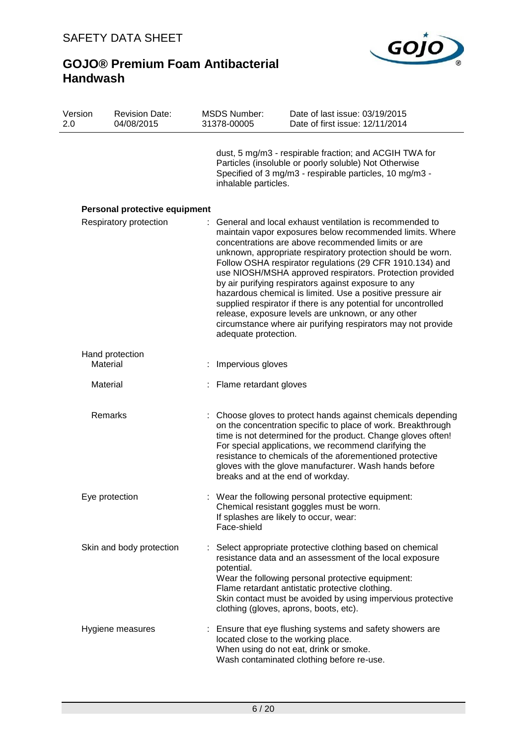dust, 5 mg/m3 - respirable fraction; and ACGIH TWA for Particles (insoluble or poorly soluble) Not Otherwise Specified of 3 mg/m3 - respirable particles, 10 mg/m3 - inhalable particles.

**Personal protective equipment**

Respiratory protection : General and local exhaust ventilation is recommended to maintain vapor exposures below recommended limits. Where concentrations are above recommended limits or are unknown, appropriate respiratory protection should be worn. Follow OSHA respirator regulations (29 CFR 1910.134) and use NIOSH/MSHA approved respirators. Protection provided by air purifying respirators against exposure to any hazardous chemical is limited. Use a positive pressure air supplied respirator if there is any potential for uncontrolled release, exposure levels are unknown, or any other circumstance where air purifying respirators may not provide adequate protection.

Hand protection

Material : Impervious gloves

Material : Flame retardant gloves

Remarks : Choose gloves to protect hands against chemicals depending on the concentration specific to place of work. Breakthrough time is not determined for the product. Change gloves often! For special applications, we recommend clarifying the resistance to chemicals of the aforementioned protective gloves with the glove manufacturer. Wash hands before breaks and at the end of workday.

Eye protection : Wear the following personal protective equipment:
Chemical resistant goggles must be worn.
If splashes are likely to occur, wear:
Face-shield

Skin and body protection : Select appropriate protective clothing based on chemical resistance data and an assessment of the local exposure potential.
Wear the following personal protective equipment:
Flame retardant antistatic protective clothing.
Skin contact must be avoided by using impervious protective clothing (gloves, aprons, boots, etc).

Hygiene measures : Ensure that eye flushing systems and safety showers are located close to the working place.
When using do not eat, drink or smoke.
Wash contaminated clothing before re-use.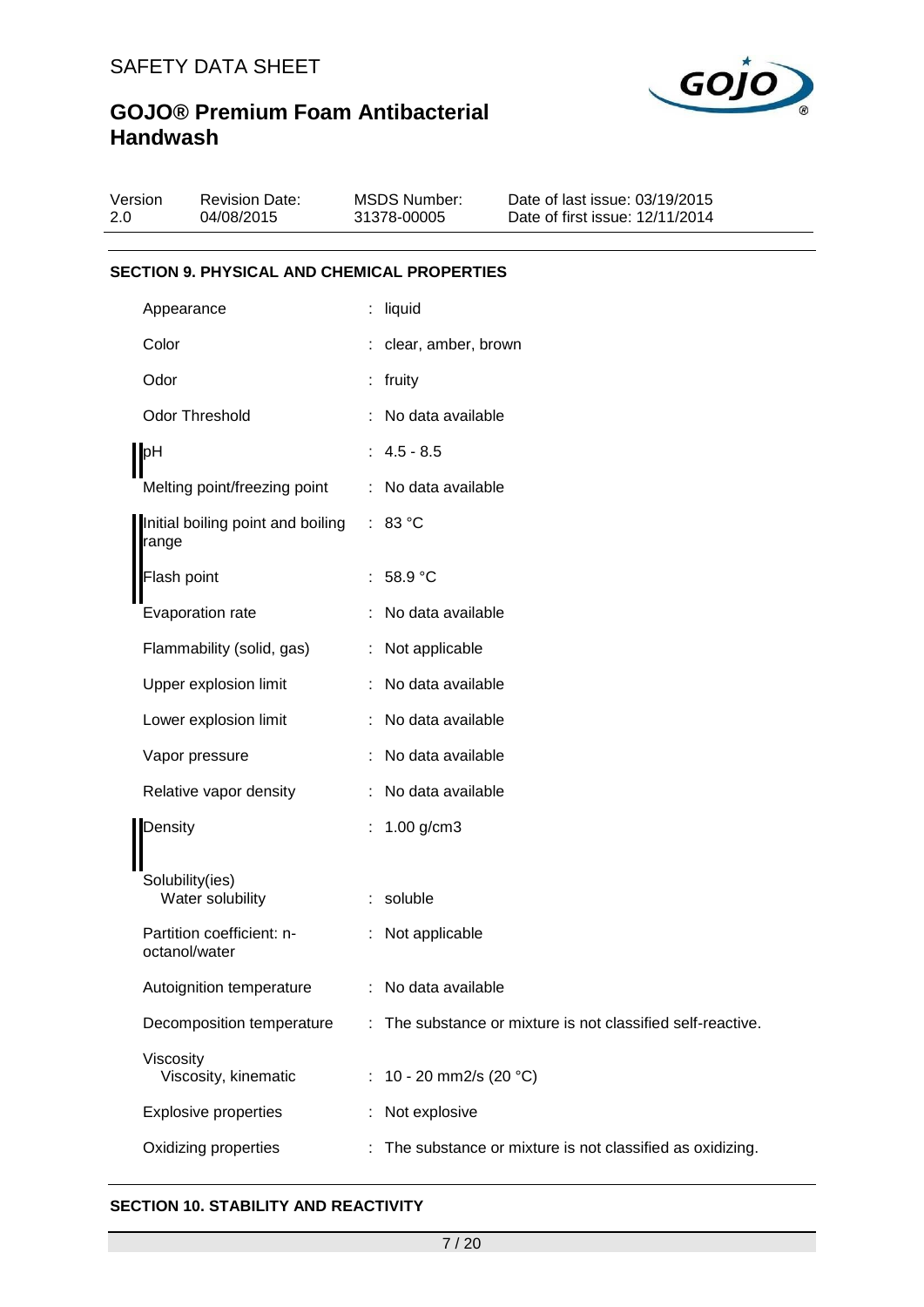| Version 2.0 | Revision Date: 04/08/2015 | MSDS Number: 31378-00005 | Date of last issue: 03/19/2015<br>Date of first issue: 12/11/2014 |
|---|---|---|---|

## SECTION 9. PHYSICAL AND CHEMICAL PROPERTIES

| Property | | Value |
|---|---|---|
| Appearance | : | liquid |
| Color | : | clear, amber, brown |
| Odor | : | fruity |
| Odor Threshold | : | No data available |
| pH | : | 4.5 - 8.5 |
| Melting point/freezing point | : | No data available |
| Initial boiling point and boiling range | : | 83 °C |
| Flash point | : | 58.9 °C |
| Evaporation rate | : | No data available |
| Flammability (solid, gas) | : | Not applicable |
| Upper explosion limit | : | No data available |
| Lower explosion limit | : | No data available |
| Vapor pressure | : | No data available |
| Relative vapor density | : | No data available |
| Density | : | 1.00 g/cm3 |
| Solubility(ies)<br>Water solubility | : | soluble |
| Partition coefficient: n-octanol/water | : | Not applicable |
| Autoignition temperature | : | No data available |
| Decomposition temperature | : | The substance or mixture is not classified self-reactive. |
| Viscosity<br>Viscosity, kinematic | : | 10 - 20 mm2/s (20 °C) |
| Explosive properties | : | Not explosive |
| Oxidizing properties | : | The substance or mixture is not classified as oxidizing. |

## SECTION 10. STABILITY AND REACTIVITY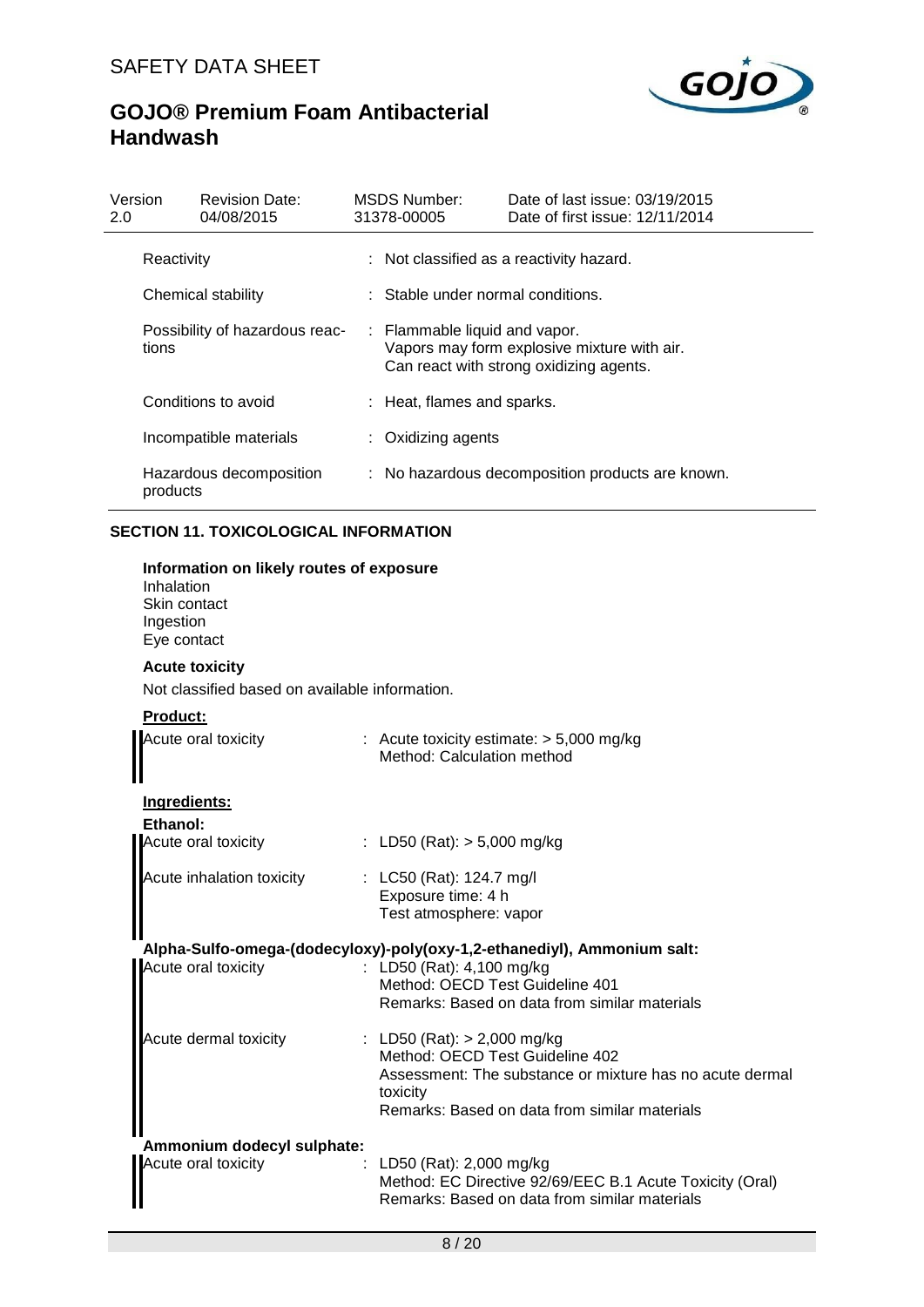| Reactivity | : Not classified as a reactivity hazard. |
|---|---|
| Chemical stability | : Stable under normal conditions. |
| Possibility of hazardous reactions | : Flammable liquid and vapor. Vapors may form explosive mixture with air. Can react with strong oxidizing agents. |
| Conditions to avoid | : Heat, flames and sparks. |
| Incompatible materials | : Oxidizing agents |
| Hazardous decomposition products | : No hazardous decomposition products are known. |

## SECTION 11. TOXICOLOGICAL INFORMATION

**Information on likely routes of exposure**

Inhalation
Skin contact
Ingestion
Eye contact

**Acute toxicity**

Not classified based on available information.

**Product:**

| | |
|---|---|
| Acute oral toxicity | : Acute toxicity estimate: > 5,000 mg/kg<br>Method: Calculation method |

**Ingredients:**

**Ethanol:**

| | |
|---|---|
| Acute oral toxicity | : LD50 (Rat): > 5,000 mg/kg |
| Acute inhalation toxicity | : LC50 (Rat): 124.7 mg/l<br>Exposure time: 4 h<br>Test atmosphere: vapor |

**Alpha-Sulfo-omega-(dodecyloxy)-poly(oxy-1,2-ethanediyl), Ammonium salt:**

| | |
|---|---|
| Acute oral toxicity | : LD50 (Rat): 4,100 mg/kg<br>Method: OECD Test Guideline 401<br>Remarks: Based on data from similar materials |
| Acute dermal toxicity | : LD50 (Rat): > 2,000 mg/kg<br>Method: OECD Test Guideline 402<br>Assessment: The substance or mixture has no acute dermal toxicity<br>Remarks: Based on data from similar materials |

**Ammonium dodecyl sulphate:**

| | |
|---|---|
| Acute oral toxicity | : LD50 (Rat): 2,000 mg/kg<br>Method: EC Directive 92/69/EEC B.1 Acute Toxicity (Oral)<br>Remarks: Based on data from similar materials |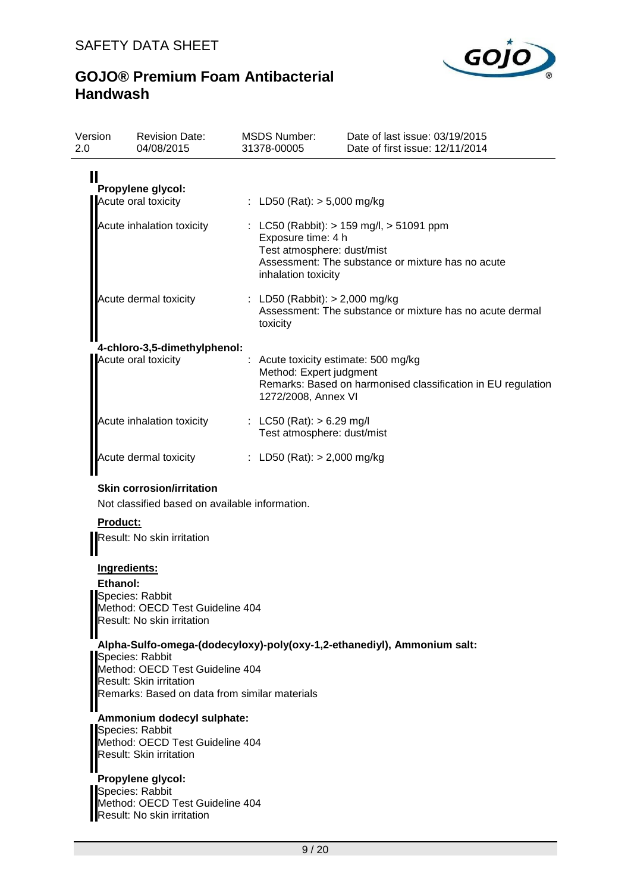**Propylene glycol:**

| | |
|---|---|
| Acute oral toxicity | : LD50 (Rat): > 5,000 mg/kg |
| Acute inhalation toxicity | : LC50 (Rabbit): > 159 mg/l, > 51091 ppm<br>Exposure time: 4 h<br>Test atmosphere: dust/mist<br>Assessment: The substance or mixture has no acute inhalation toxicity |
| Acute dermal toxicity | : LD50 (Rabbit): > 2,000 mg/kg<br>Assessment: The substance or mixture has no acute dermal toxicity |

**4-chloro-3,5-dimethylphenol:**

| | |
|---|---|
| Acute oral toxicity | : Acute toxicity estimate: 500 mg/kg<br>Method: Expert judgment<br>Remarks: Based on harmonised classification in EU regulation 1272/2008, Annex VI |
| Acute inhalation toxicity | : LC50 (Rat): > 6.29 mg/l<br>Test atmosphere: dust/mist |
| Acute dermal toxicity | : LD50 (Rat): > 2,000 mg/kg |

**Skin corrosion/irritation**

Not classified based on available information.

**Product:**

Result: No skin irritation

**Ingredients:**

**Ethanol:**

Species: Rabbit
Method: OECD Test Guideline 404
Result: No skin irritation

**Alpha-Sulfo-omega-(dodecyloxy)-poly(oxy-1,2-ethanediyl), Ammonium salt:**

Species: Rabbit
Method: OECD Test Guideline 404
Result: Skin irritation
Remarks: Based on data from similar materials

**Ammonium dodecyl sulphate:**

Species: Rabbit
Method: OECD Test Guideline 404
Result: Skin irritation

**Propylene glycol:**

Species: Rabbit
Method: OECD Test Guideline 404
Result: No skin irritation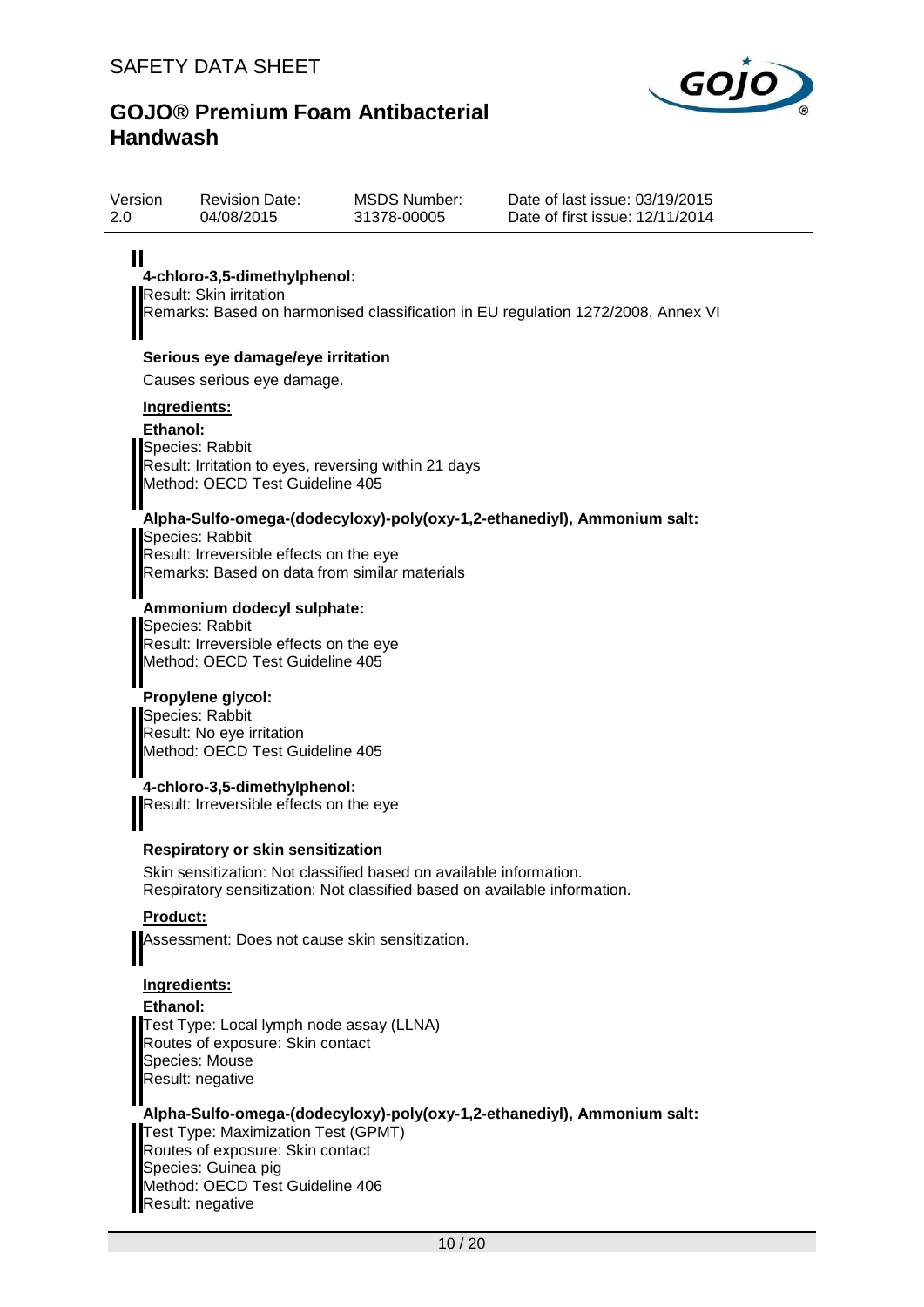**4-chloro-3,5-dimethylphenol:**

Result: Skin irritation

Remarks: Based on harmonised classification in EU regulation 1272/2008, Annex VI

**Serious eye damage/eye irritation**

Causes serious eye damage.

**Ingredients:**

**Ethanol:**

Species: Rabbit

Result: Irritation to eyes, reversing within 21 days

Method: OECD Test Guideline 405

**Alpha-Sulfo-omega-(dodecyloxy)-poly(oxy-1,2-ethanediyl), Ammonium salt:**

Species: Rabbit

Result: Irreversible effects on the eye

Remarks: Based on data from similar materials

**Ammonium dodecyl sulphate:**

Species: Rabbit

Result: Irreversible effects on the eye

Method: OECD Test Guideline 405

**Propylene glycol:**

Species: Rabbit

Result: No eye irritation

Method: OECD Test Guideline 405

**4-chloro-3,5-dimethylphenol:**

Result: Irreversible effects on the eye

**Respiratory or skin sensitization**

Skin sensitization: Not classified based on available information.

Respiratory sensitization: Not classified based on available information.

**Product:**

Assessment: Does not cause skin sensitization.

**Ingredients:**

**Ethanol:**

Test Type: Local lymph node assay (LLNA)

Routes of exposure: Skin contact

Species: Mouse

Result: negative

**Alpha-Sulfo-omega-(dodecyloxy)-poly(oxy-1,2-ethanediyl), Ammonium salt:**

Test Type: Maximization Test (GPMT)

Routes of exposure: Skin contact

Species: Guinea pig

Method: OECD Test Guideline 406

Result: negative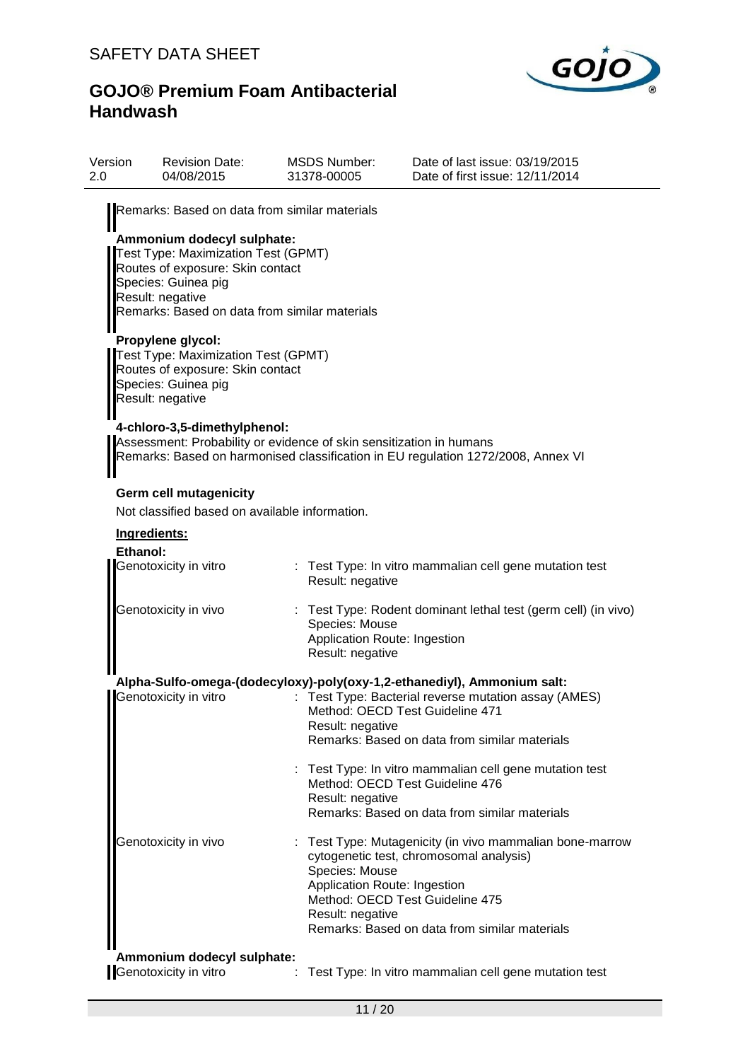Remarks: Based on data from similar materials

**Ammonium dodecyl sulphate:**
Test Type: Maximization Test (GPMT)
Routes of exposure: Skin contact
Species: Guinea pig
Result: negative
Remarks: Based on data from similar materials

**Propylene glycol:**
Test Type: Maximization Test (GPMT)
Routes of exposure: Skin contact
Species: Guinea pig
Result: negative

**4-chloro-3,5-dimethylphenol:**
Assessment: Probability or evidence of skin sensitization in humans
Remarks: Based on harmonised classification in EU regulation 1272/2008, Annex VI

**Germ cell mutagenicity**

Not classified based on available information.

**Ingredients:**

**Ethanol:**

Genotoxicity in vitro : Test Type: In vitro mammalian cell gene mutation test
Result: negative

Genotoxicity in vivo : Test Type: Rodent dominant lethal test (germ cell) (in vivo)
Species: Mouse
Application Route: Ingestion
Result: negative

**Alpha-Sulfo-omega-(dodecyloxy)-poly(oxy-1,2-ethanediyl), Ammonium salt:**

Genotoxicity in vitro : Test Type: Bacterial reverse mutation assay (AMES)
Method: OECD Test Guideline 471
Result: negative
Remarks: Based on data from similar materials

: Test Type: In vitro mammalian cell gene mutation test
Method: OECD Test Guideline 476
Result: negative
Remarks: Based on data from similar materials

Genotoxicity in vivo : Test Type: Mutagenicity (in vivo mammalian bone-marrow cytogenetic test, chromosomal analysis)
Species: Mouse
Application Route: Ingestion
Method: OECD Test Guideline 475
Result: negative
Remarks: Based on data from similar materials

**Ammonium dodecyl sulphate:**

Genotoxicity in vitro : Test Type: In vitro mammalian cell gene mutation test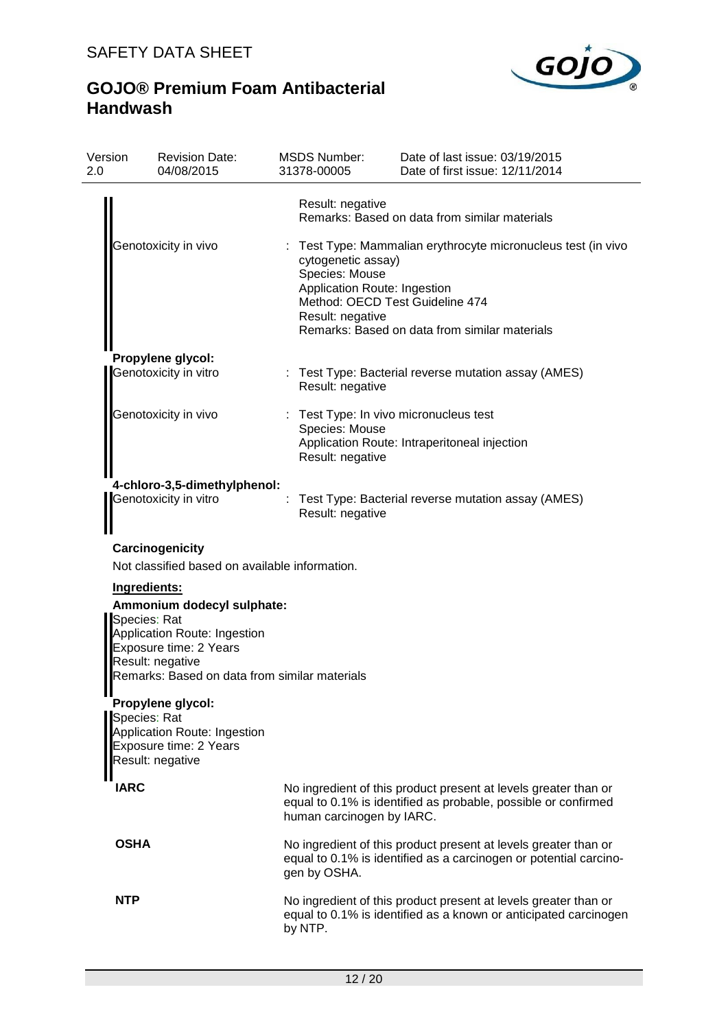Result: negative
Remarks: Based on data from similar materials

Genotoxicity in vivo : Test Type: Mammalian erythrocyte micronucleus test (in vivo cytogenetic assay)
Species: Mouse
Application Route: Ingestion
Method: OECD Test Guideline 474
Result: negative
Remarks: Based on data from similar materials

**Propylene glycol:**

Genotoxicity in vitro : Test Type: Bacterial reverse mutation assay (AMES)
Result: negative

Genotoxicity in vivo : Test Type: In vivo micronucleus test
Species: Mouse
Application Route: Intraperitoneal injection
Result: negative

**4-chloro-3,5-dimethylphenol:**

Genotoxicity in vitro : Test Type: Bacterial reverse mutation assay (AMES)
Result: negative

**Carcinogenicity**

Not classified based on available information.

**Ingredients:**

**Ammonium dodecyl sulphate:**

Species: Rat
Application Route: Ingestion
Exposure time: 2 Years
Result: negative
Remarks: Based on data from similar materials

**Propylene glycol:**

Species: Rat
Application Route: Ingestion
Exposure time: 2 Years
Result: negative

**IARC** No ingredient of this product present at levels greater than or equal to 0.1% is identified as probable, possible or confirmed human carcinogen by IARC.

**OSHA** No ingredient of this product present at levels greater than or equal to 0.1% is identified as a carcinogen or potential carcinogen by OSHA.

**NTP** No ingredient of this product present at levels greater than or equal to 0.1% is identified as a known or anticipated carcinogen by NTP.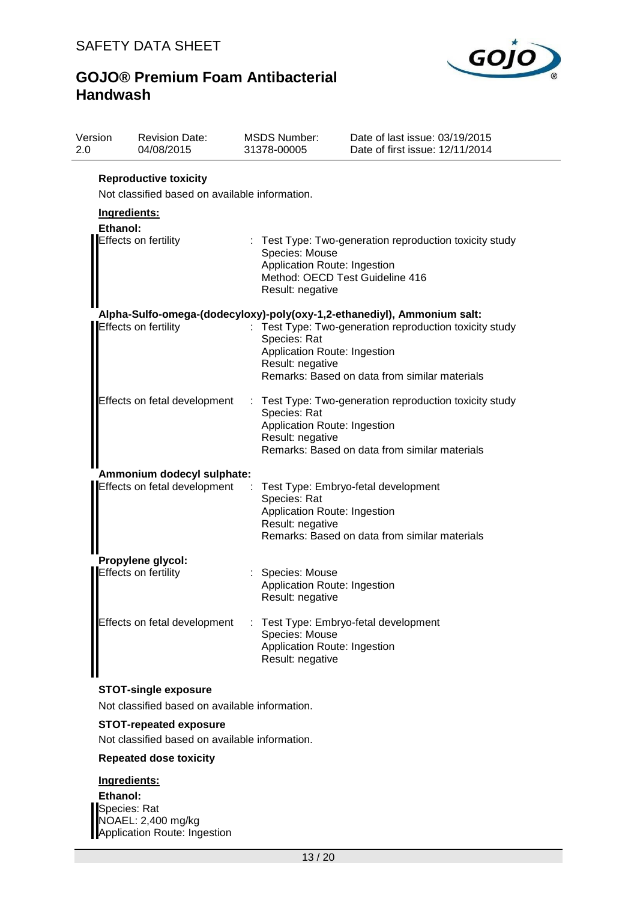**Reproductive toxicity**

Not classified based on available information.

**Ingredients:**

**Ethanol:**

Effects on fertility : Test Type: Two-generation reproduction toxicity study
Species: Mouse
Application Route: Ingestion
Method: OECD Test Guideline 416
Result: negative

**Alpha-Sulfo-omega-(dodecyloxy)-poly(oxy-1,2-ethanediyl), Ammonium salt:**

Effects on fertility : Test Type: Two-generation reproduction toxicity study
Species: Rat
Application Route: Ingestion
Result: negative
Remarks: Based on data from similar materials

Effects on fetal development : Test Type: Two-generation reproduction toxicity study
Species: Rat
Application Route: Ingestion
Result: negative
Remarks: Based on data from similar materials

**Ammonium dodecyl sulphate:**

Effects on fetal development : Test Type: Embryo-fetal development
Species: Rat
Application Route: Ingestion
Result: negative
Remarks: Based on data from similar materials

**Propylene glycol:**

Effects on fertility : Species: Mouse
Application Route: Ingestion
Result: negative

Effects on fetal development : Test Type: Embryo-fetal development
Species: Mouse
Application Route: Ingestion
Result: negative

**STOT-single exposure**

Not classified based on available information.

**STOT-repeated exposure**

Not classified based on available information.

**Repeated dose toxicity**

**Ingredients:**

**Ethanol:**

Species: Rat
NOAEL: 2,400 mg/kg
Application Route: Ingestion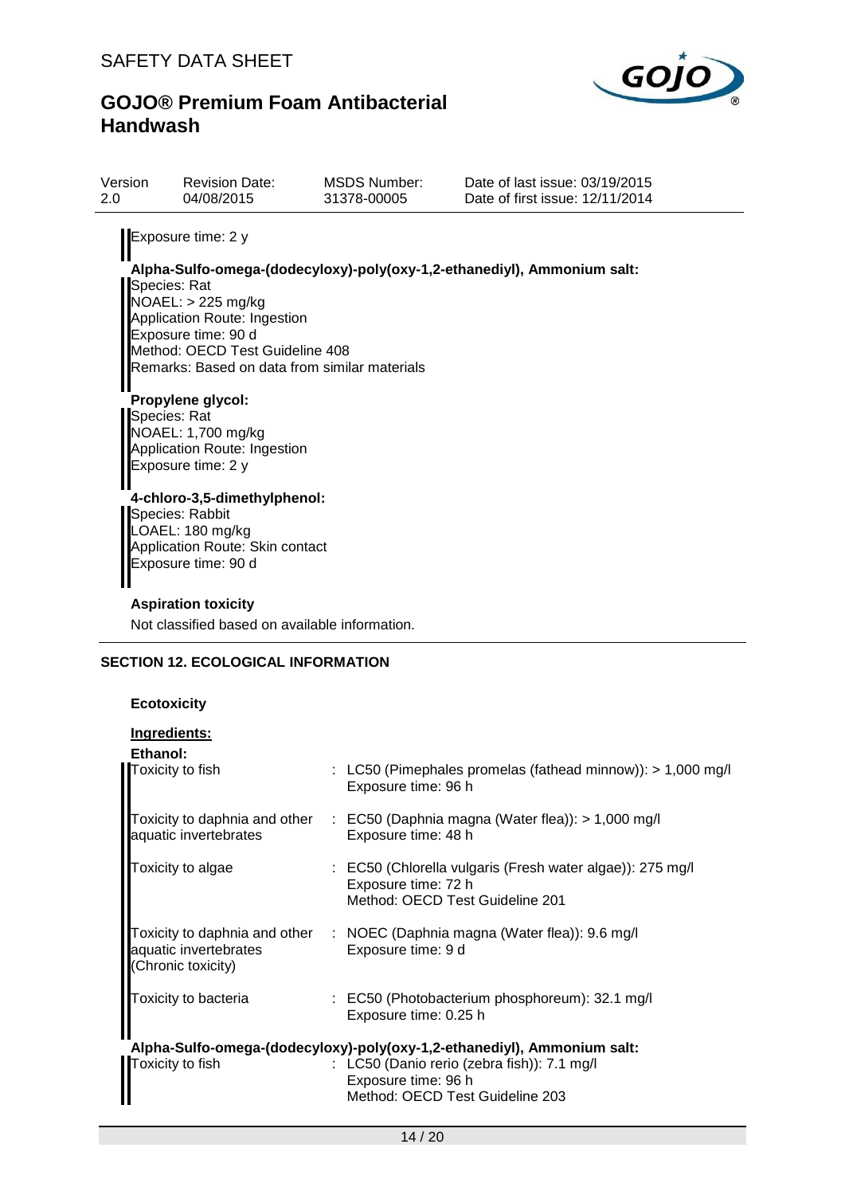Exposure time: 2 y

**Alpha-Sulfo-omega-(dodecyloxy)-poly(oxy-1,2-ethanediyl), Ammonium salt:**
Species: Rat
NOAEL: > 225 mg/kg
Application Route: Ingestion
Exposure time: 90 d
Method: OECD Test Guideline 408
Remarks: Based on data from similar materials

**Propylene glycol:**
Species: Rat
NOAEL: 1,700 mg/kg
Application Route: Ingestion
Exposure time: 2 y

**4-chloro-3,5-dimethylphenol:**
Species: Rabbit
LOAEL: 180 mg/kg
Application Route: Skin contact
Exposure time: 90 d

**Aspiration toxicity**

Not classified based on available information.

## SECTION 12. ECOLOGICAL INFORMATION

**Ecotoxicity**

**Ingredients:**

**Ethanol:**

| | |
|---|---|
| Toxicity to fish | : LC50 (Pimephales promelas (fathead minnow)): > 1,000 mg/l<br>Exposure time: 96 h |
| Toxicity to daphnia and other aquatic invertebrates | : EC50 (Daphnia magna (Water flea)): > 1,000 mg/l<br>Exposure time: 48 h |
| Toxicity to algae | : EC50 (Chlorella vulgaris (Fresh water algae)): 275 mg/l<br>Exposure time: 72 h<br>Method: OECD Test Guideline 201 |
| Toxicity to daphnia and other aquatic invertebrates (Chronic toxicity) | : NOEC (Daphnia magna (Water flea)): 9.6 mg/l<br>Exposure time: 9 d |
| Toxicity to bacteria | : EC50 (Photobacterium phosphoreum): 32.1 mg/l<br>Exposure time: 0.25 h |

**Alpha-Sulfo-omega-(dodecyloxy)-poly(oxy-1,2-ethanediyl), Ammonium salt:**

| | |
|---|---|
| Toxicity to fish | : LC50 (Danio rerio (zebra fish)): 7.1 mg/l<br>Exposure time: 96 h<br>Method: OECD Test Guideline 203 |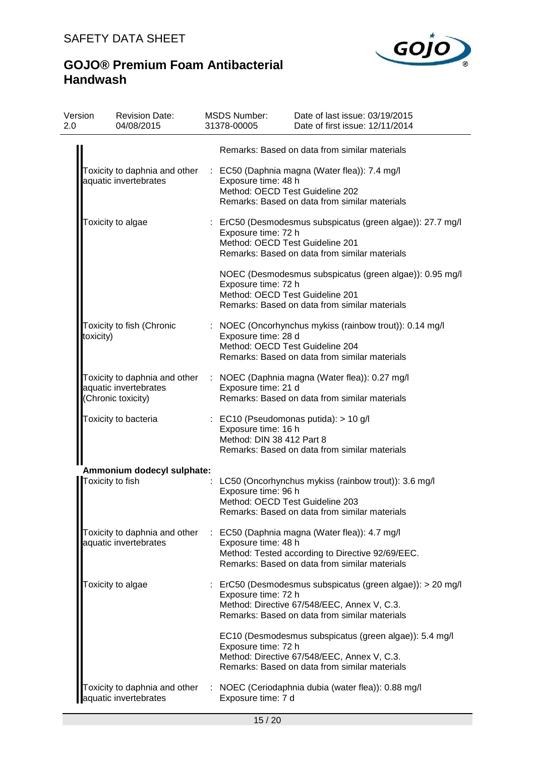| | |
|---|---|
| | Remarks: Based on data from similar materials |
| Toxicity to daphnia and other aquatic invertebrates | : EC50 (Daphnia magna (Water flea)): 7.4 mg/l<br>Exposure time: 48 h<br>Method: OECD Test Guideline 202<br>Remarks: Based on data from similar materials |
| Toxicity to algae | : ErC50 (Desmodesmus subspicatus (green algae)): 27.7 mg/l<br>Exposure time: 72 h<br>Method: OECD Test Guideline 201<br>Remarks: Based on data from similar materials |
| | NOEC (Desmodesmus subspicatus (green algae)): 0.95 mg/l<br>Exposure time: 72 h<br>Method: OECD Test Guideline 201<br>Remarks: Based on data from similar materials |
| Toxicity to fish (Chronic toxicity) | : NOEC (Oncorhynchus mykiss (rainbow trout)): 0.14 mg/l<br>Exposure time: 28 d<br>Method: OECD Test Guideline 204<br>Remarks: Based on data from similar materials |
| Toxicity to daphnia and other aquatic invertebrates (Chronic toxicity) | : NOEC (Daphnia magna (Water flea)): 0.27 mg/l<br>Exposure time: 21 d<br>Remarks: Based on data from similar materials |
| Toxicity to bacteria | : EC10 (Pseudomonas putida): > 10 g/l<br>Exposure time: 16 h<br>Method: DIN 38 412 Part 8<br>Remarks: Based on data from similar materials |

**Ammonium dodecyl sulphate:**

| | |
|---|---|
| Toxicity to fish | : LC50 (Oncorhynchus mykiss (rainbow trout)): 3.6 mg/l<br>Exposure time: 96 h<br>Method: OECD Test Guideline 203<br>Remarks: Based on data from similar materials |
| Toxicity to daphnia and other aquatic invertebrates | : EC50 (Daphnia magna (Water flea)): 4.7 mg/l<br>Exposure time: 48 h<br>Method: Tested according to Directive 92/69/EEC.<br>Remarks: Based on data from similar materials |
| Toxicity to algae | : ErC50 (Desmodesmus subspicatus (green algae)): > 20 mg/l<br>Exposure time: 72 h<br>Method: Directive 67/548/EEC, Annex V, C.3.<br>Remarks: Based on data from similar materials |
| | EC10 (Desmodesmus subspicatus (green algae)): 5.4 mg/l<br>Exposure time: 72 h<br>Method: Directive 67/548/EEC, Annex V, C.3.<br>Remarks: Based on data from similar materials |
| Toxicity to daphnia and other aquatic invertebrates | : NOEC (Ceriodaphnia dubia (water flea)): 0.88 mg/l<br>Exposure time: 7 d |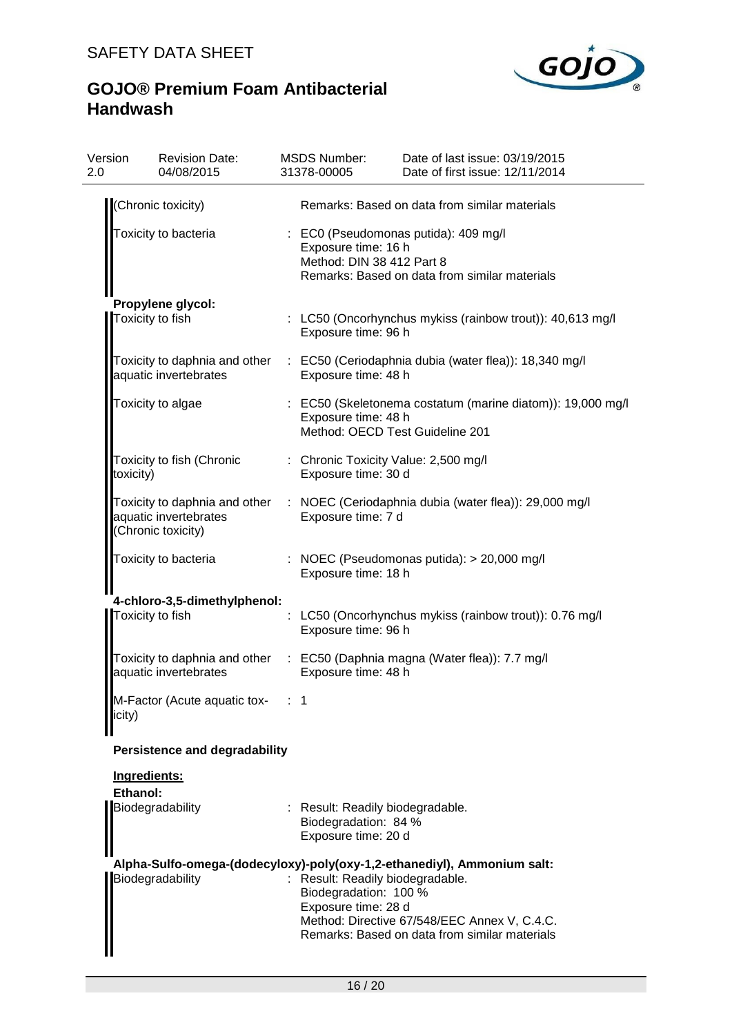| | |
|---|---|
| (Chronic toxicity) | Remarks: Based on data from similar materials |
| Toxicity to bacteria | : EC0 (Pseudomonas putida): 409 mg/l<br>Exposure time: 16 h<br>Method: DIN 38 412 Part 8<br>Remarks: Based on data from similar materials |

**Propylene glycol:**

| | |
|---|---|
| Toxicity to fish | : LC50 (Oncorhynchus mykiss (rainbow trout)): 40,613 mg/l<br>Exposure time: 96 h |
| Toxicity to daphnia and other aquatic invertebrates | : EC50 (Ceriodaphnia dubia (water flea)): 18,340 mg/l<br>Exposure time: 48 h |
| Toxicity to algae | : EC50 (Skeletonema costatum (marine diatom)): 19,000 mg/l<br>Exposure time: 48 h<br>Method: OECD Test Guideline 201 |
| Toxicity to fish (Chronic toxicity) | : Chronic Toxicity Value: 2,500 mg/l<br>Exposure time: 30 d |
| Toxicity to daphnia and other aquatic invertebrates (Chronic toxicity) | : NOEC (Ceriodaphnia dubia (water flea)): 29,000 mg/l<br>Exposure time: 7 d |
| Toxicity to bacteria | : NOEC (Pseudomonas putida): > 20,000 mg/l<br>Exposure time: 18 h |

**4-chloro-3,5-dimethylphenol:**

| | |
|---|---|
| Toxicity to fish | : LC50 (Oncorhynchus mykiss (rainbow trout)): 0.76 mg/l<br>Exposure time: 96 h |
| Toxicity to daphnia and other aquatic invertebrates | : EC50 (Daphnia magna (Water flea)): 7.7 mg/l<br>Exposure time: 48 h |
| M-Factor (Acute aquatic toxicity) | : 1 |

**Persistence and degradability**

**Ingredients:**

**Ethanol:**

| | |
|---|---|
| Biodegradability | : Result: Readily biodegradable.<br>Biodegradation: 84 %<br>Exposure time: 20 d |

**Alpha-Sulfo-omega-(dodecyloxy)-poly(oxy-1,2-ethanediyl), Ammonium salt:**

| | |
|---|---|
| Biodegradability | : Result: Readily biodegradable.<br>Biodegradation: 100 %<br>Exposure time: 28 d<br>Method: Directive 67/548/EEC Annex V, C.4.C.<br>Remarks: Based on data from similar materials |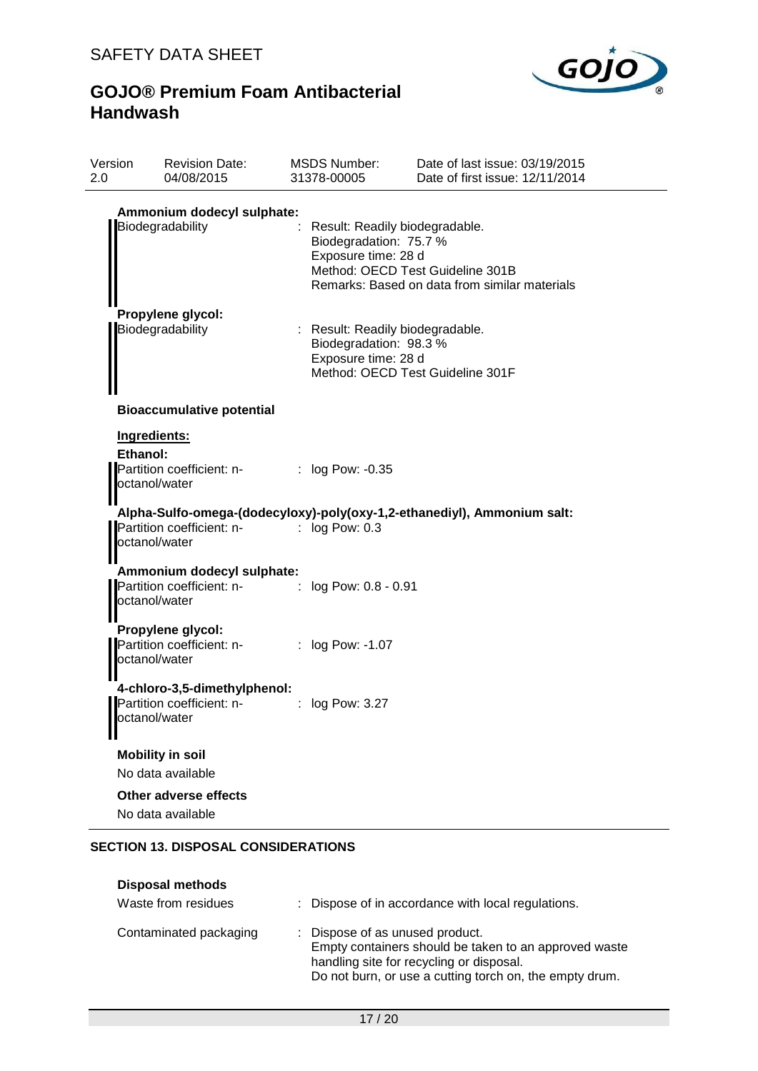**Ammonium dodecyl sulphate:**

Biodegradability : Result: Readily biodegradable.
Biodegradation: 75.7 %
Exposure time: 28 d
Method: OECD Test Guideline 301B
Remarks: Based on data from similar materials

**Propylene glycol:**

Biodegradability : Result: Readily biodegradable.
Biodegradation: 98.3 %
Exposure time: 28 d
Method: OECD Test Guideline 301F

**Bioaccumulative potential**

**Ingredients:**

**Ethanol:**

Partition coefficient: n-octanol/water : log Pow: -0.35

**Alpha-Sulfo-omega-(dodecyloxy)-poly(oxy-1,2-ethanediyl), Ammonium salt:**

Partition coefficient: n-octanol/water : log Pow: 0.3

**Ammonium dodecyl sulphate:**

Partition coefficient: n-octanol/water : log Pow: 0.8 - 0.91

**Propylene glycol:**

Partition coefficient: n-octanol/water : log Pow: -1.07

**4-chloro-3,5-dimethylphenol:**

Partition coefficient: n-octanol/water : log Pow: 3.27

**Mobility in soil**

No data available

**Other adverse effects**

No data available

## SECTION 13. DISPOSAL CONSIDERATIONS

**Disposal methods**

Waste from residues : Dispose of in accordance with local regulations.

Contaminated packaging : Dispose of as unused product.
Empty containers should be taken to an approved waste handling site for recycling or disposal.
Do not burn, or use a cutting torch on, the empty drum.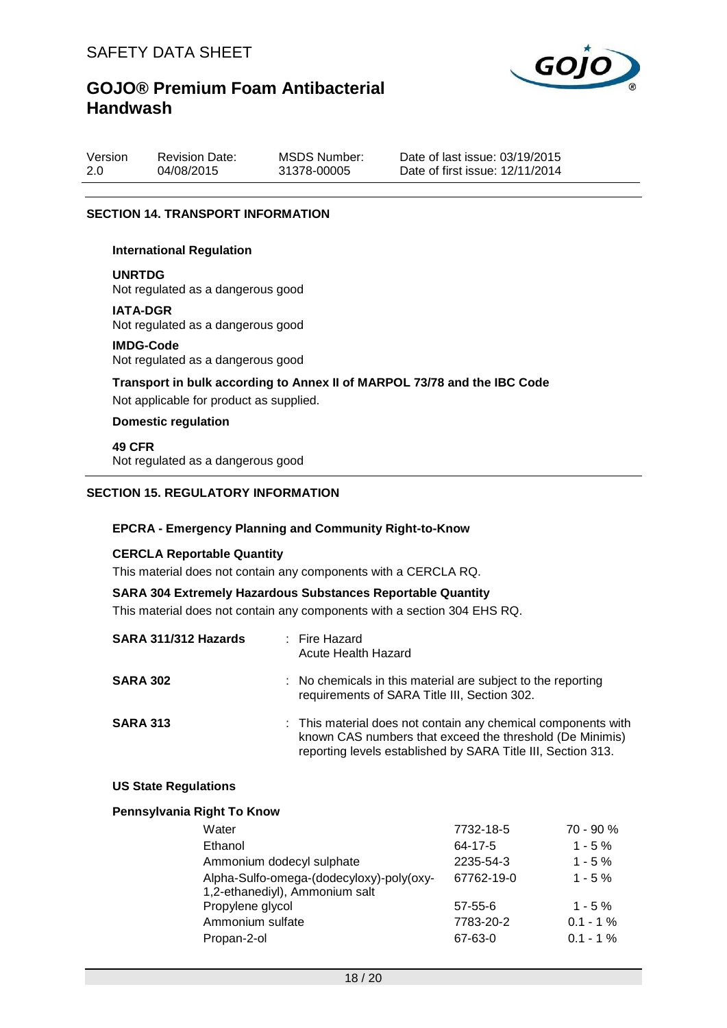## SECTION 14. TRANSPORT INFORMATION

### International Regulation

**UNRTDG**
Not regulated as a dangerous good

**IATA-DGR**
Not regulated as a dangerous good

**IMDG-Code**
Not regulated as a dangerous good

**Transport in bulk according to Annex II of MARPOL 73/78 and the IBC Code**
Not applicable for product as supplied.

### Domestic regulation

**49 CFR**
Not regulated as a dangerous good

## SECTION 15. REGULATORY INFORMATION

### EPCRA - Emergency Planning and Community Right-to-Know

**CERCLA Reportable Quantity**
This material does not contain any components with a CERCLA RQ.

**SARA 304 Extremely Hazardous Substances Reportable Quantity**
This material does not contain any components with a section 304 EHS RQ.

**SARA 311/312 Hazards** : Fire Hazard
Acute Health Hazard

**SARA 302** : No chemicals in this material are subject to the reporting requirements of SARA Title III, Section 302.

**SARA 313** : This material does not contain any chemical components with known CAS numbers that exceed the threshold (De Minimis) reporting levels established by SARA Title III, Section 313.

### US State Regulations

**Pennsylvania Right To Know**

| Component | CAS | Concentration |
|---|---|---|
| Water | 7732-18-5 | 70 - 90 % |
| Ethanol | 64-17-5 | 1 - 5 % |
| Ammonium dodecyl sulphate | 2235-54-3 | 1 - 5 % |
| Alpha-Sulfo-omega-(dodecyloxy)-poly(oxy-1,2-ethanediyl), Ammonium salt | 67762-19-0 | 1 - 5 % |
| Propylene glycol | 57-55-6 | 1 - 5 % |
| Ammonium sulfate | 7783-20-2 | 0.1 - 1 % |
| Propan-2-ol | 67-63-0 | 0.1 - 1 % |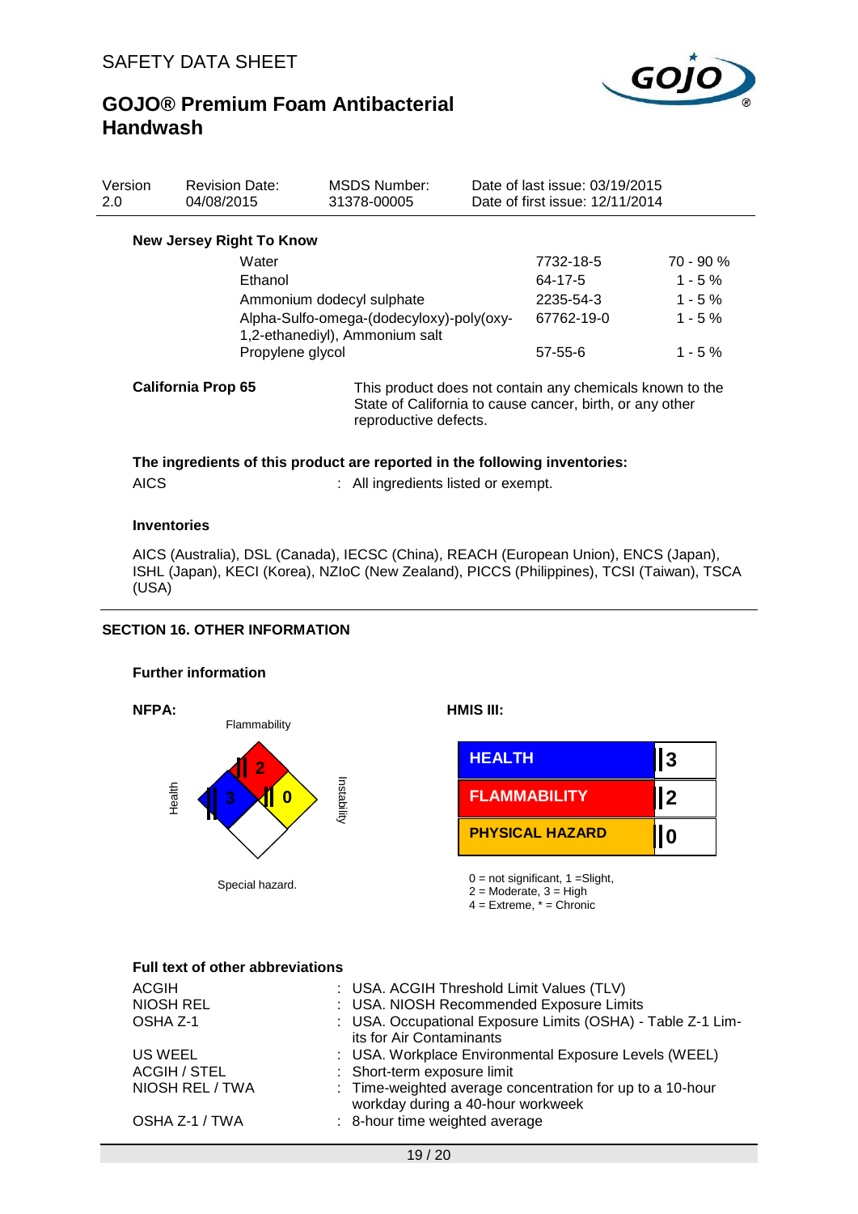# SAFETY DATA SHEET

## GOJO® Premium Foam Antibacterial Handwash

| Version | Revision Date: | MSDS Number: | Date of last issue: 03/19/2015 |
|---|---|---|---|
| 2.0 | 04/08/2015 | 31378-00005 | Date of first issue: 12/11/2014 |

**New Jersey Right To Know**

| | | |
|---|---|---|
| Water | 7732-18-5 | 70 - 90 % |
| Ethanol | 64-17-5 | 1 - 5 % |
| Ammonium dodecyl sulphate | 2235-54-3 | 1 - 5 % |
| Alpha-Sulfo-omega-(dodecyloxy)-poly(oxy-1,2-ethanediyl), Ammonium salt | 67762-19-0 | 1 - 5 % |
| Propylene glycol | 57-55-6 | 1 - 5 % |

**California Prop 65** This product does not contain any chemicals known to the State of California to cause cancer, birth, or any other reproductive defects.

**The ingredients of this product are reported in the following inventories:**

AICS : All ingredients listed or exempt.

**Inventories**

AICS (Australia), DSL (Canada), IECSC (China), REACH (European Union), ENCS (Japan), ISHL (Japan), KECI (Korea), NZIoC (New Zealand), PICCS (Philippines), TCSI (Taiwan), TSCA (USA)

## SECTION 16. OTHER INFORMATION

**Further information**

**NFPA:**

Flammability: 2
Health: 3
Instability: 0
Special hazard.

**HMIS III:**

| | |
|---|---|
| HEALTH | 3 |
| FLAMMABILITY | 2 |
| PHYSICAL HAZARD | 0 |

0 = not significant, 1 =Slight,
2 = Moderate, 3 = High
4 = Extreme, * = Chronic

**Full text of other abbreviations**

| | |
|---|---|
| ACGIH | : USA. ACGIH Threshold Limit Values (TLV) |
| NIOSH REL | : USA. NIOSH Recommended Exposure Limits |
| OSHA Z-1 | : USA. Occupational Exposure Limits (OSHA) - Table Z-1 Limits for Air Contaminants |
| US WEEL | : USA. Workplace Environmental Exposure Levels (WEEL) |
| ACGIH / STEL | : Short-term exposure limit |
| NIOSH REL / TWA | : Time-weighted average concentration for up to a 10-hour workday during a 40-hour workweek |
| OSHA Z-1 / TWA | : 8-hour time weighted average |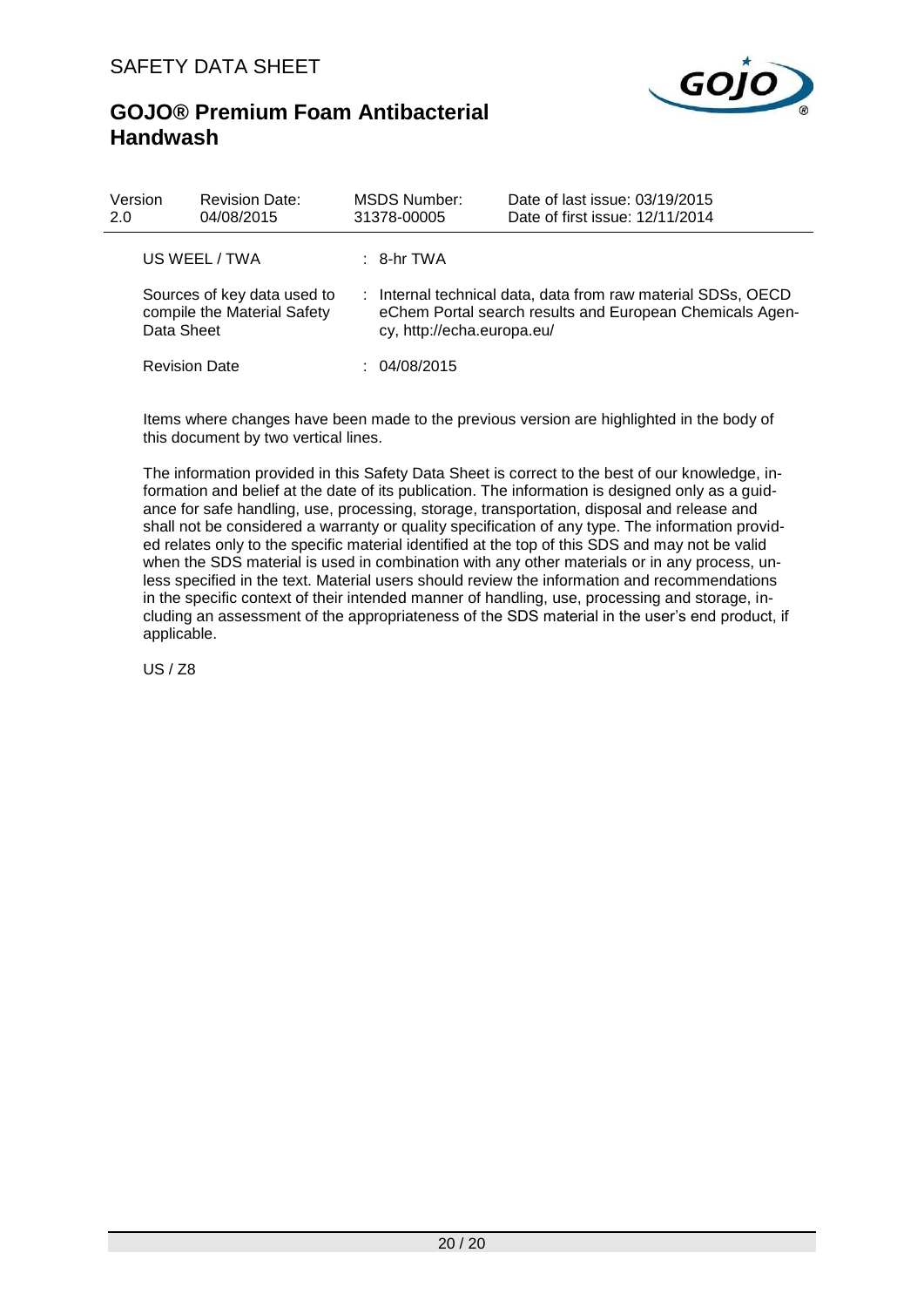| | |
|---|---|
| US WEEL / TWA | : 8-hr TWA |
| Sources of key data used to compile the Material Safety Data Sheet | : Internal technical data, data from raw material SDSs, OECD eChem Portal search results and European Chemicals Agency, http://echa.europa.eu/ |
| Revision Date | : 04/08/2015 |

Items where changes have been made to the previous version are highlighted in the body of this document by two vertical lines.

The information provided in this Safety Data Sheet is correct to the best of our knowledge, information and belief at the date of its publication. The information is designed only as a guidance for safe handling, use, processing, storage, transportation, disposal and release and shall not be considered a warranty or quality specification of any type. The information provided relates only to the specific material identified at the top of this SDS and may not be valid when the SDS material is used in combination with any other materials or in any process, unless specified in the text. Material users should review the information and recommendations in the specific context of their intended manner of handling, use, processing and storage, including an assessment of the appropriateness of the SDS material in the user's end product, if applicable.

US / Z8